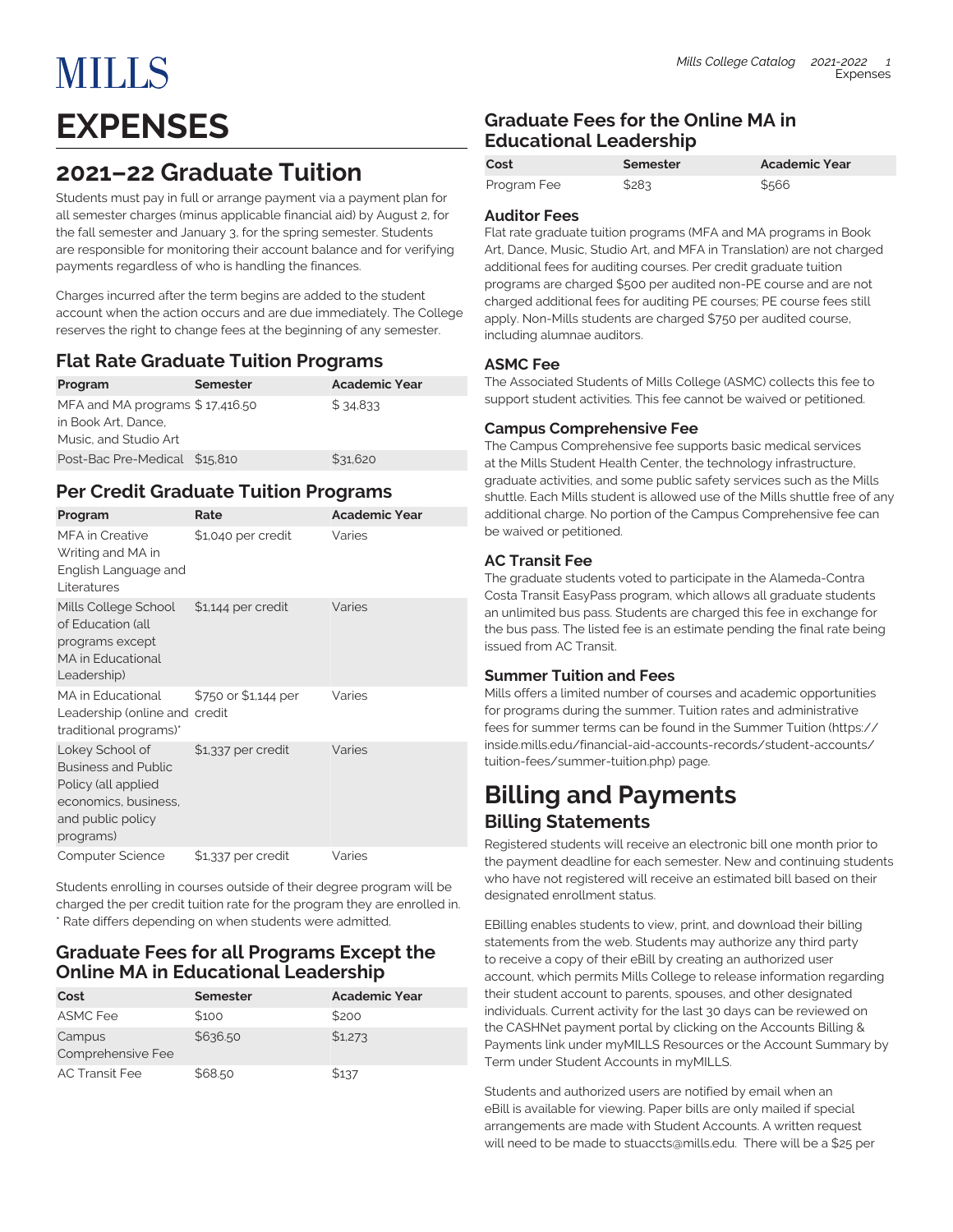# EXPENSES

## 2021–22 Graduate Tuition

Students must pay in full or arrange payment via a payment plan for all semester charges (minus applicable financial aid) by August 2, for the fall semester and January 3, for the spring semester. Students are responsible for monitoring their account balance and for verifying payments regardless of who is handling the finances.

Charges incurred after the term begins are added to the student account when the action occurs and are due immediately. The College reserves the right to change fees at the beginning of any semester.

### Flat Rate Graduate Tuition Programs

| Program | Semester | Academic Year |
| --- | --- | --- |
| MFA and MA programs in Book Art, Dance, Music, and Studio Art | $ 17,416.50 | $ 34,833 |
| Post-Bac Pre-Medical | $15,810 | $31,620 |

### Per Credit Graduate Tuition Programs

| Program | Rate | Academic Year |
| --- | --- | --- |
| MFA in Creative Writing and MA in English Language and Literatures | $1,040 per credit | Varies |
| Mills College School of Education (all programs except MA in Educational Leadership) | $1,144 per credit | Varies |
| MA in Educational Leadership (online and traditional programs)* | $750 or $1,144 per credit | Varies |
| Lokey School of Business and Public Policy (all applied economics, business, and public policy programs) | $1,337 per credit | Varies |
| Computer Science | $1,337 per credit | Varies |

Students enrolling in courses outside of their degree program will be charged the per credit tuition rate for the program they are enrolled in.
* Rate differs depending on when students were admitted.

### Graduate Fees for all Programs Except the Online MA in Educational Leadership

| Cost | Semester | Academic Year |
| --- | --- | --- |
| ASMC Fee | $100 | $200 |
| Campus Comprehensive Fee | $636.50 | $1,273 |
| AC Transit Fee | $68.50 | $137 |

### Graduate Fees for the Online MA in Educational Leadership

| Cost | Semester | Academic Year |
| --- | --- | --- |
| Program Fee | $283 | $566 |

### Auditor Fees

Flat rate graduate tuition programs (MFA and MA programs in Book Art, Dance, Music, Studio Art, and MFA in Translation) are not charged additional fees for auditing courses. Per credit graduate tuition programs are charged $500 per audited non-PE course and are not charged additional fees for auditing PE courses; PE course fees still apply. Non-Mills students are charged $750 per audited course, including alumnae auditors.

### ASMC Fee

The Associated Students of Mills College (ASMC) collects this fee to support student activities. This fee cannot be waived or petitioned.

### Campus Comprehensive Fee

The Campus Comprehensive fee supports basic medical services at the Mills Student Health Center, the technology infrastructure, graduate activities, and some public safety services such as the Mills shuttle. Each Mills student is allowed use of the Mills shuttle free of any additional charge. No portion of the Campus Comprehensive fee can be waived or petitioned.

### AC Transit Fee

The graduate students voted to participate in the Alameda-Contra Costa Transit EasyPass program, which allows all graduate students an unlimited bus pass. Students are charged this fee in exchange for the bus pass. The listed fee is an estimate pending the final rate being issued from AC Transit.

### Summer Tuition and Fees

Mills offers a limited number of courses and academic opportunities for programs during the summer. Tuition rates and administrative fees for summer terms can be found in the Summer Tuition (https://inside.mills.edu/financial-aid-accounts-records/student-accounts/tuition-fees/summer-tuition.php) page.

## Billing and Payments

### Billing Statements

Registered students will receive an electronic bill one month prior to the payment deadline for each semester. New and continuing students who have not registered will receive an estimated bill based on their designated enrollment status.

EBilling enables students to view, print, and download their billing statements from the web. Students may authorize any third party to receive a copy of their eBill by creating an authorized user account, which permits Mills College to release information regarding their student account to parents, spouses, and other designated individuals. Current activity for the last 30 days can be reviewed on the CASHNet payment portal by clicking on the Accounts Billing & Payments link under myMILLS Resources or the Account Summary by Term under Student Accounts in myMILLS.

Students and authorized users are notified by email when an eBill is available for viewing. Paper bills are only mailed if special arrangements are made with Student Accounts. A written request will need to be made to stuaccts@mills.edu. There will be a $25 per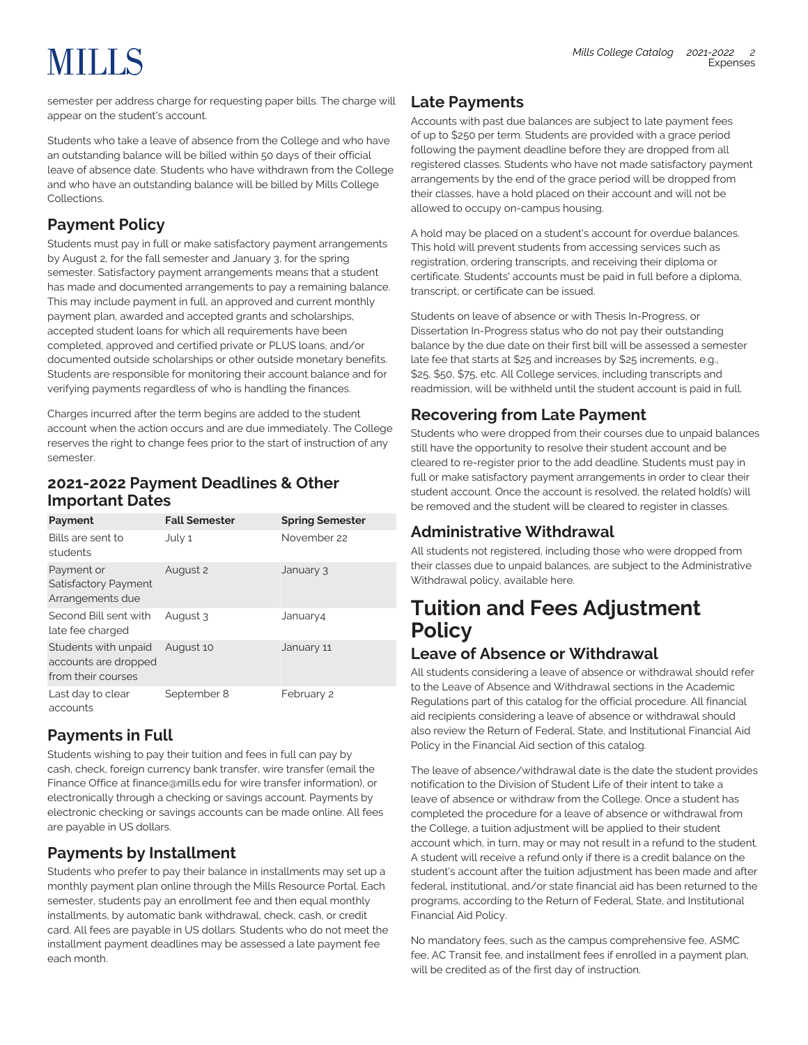semester per address charge for requesting paper bills. The charge will appear on the student's account.

Students who take a leave of absence from the College and who have an outstanding balance will be billed within 50 days of their official leave of absence date. Students who have withdrawn from the College and who have an outstanding balance will be billed by Mills College Collections.

## Payment Policy

Students must pay in full or make satisfactory payment arrangements by August 2, for the fall semester and January 3, for the spring semester. Satisfactory payment arrangements means that a student has made and documented arrangements to pay a remaining balance. This may include payment in full, an approved and current monthly payment plan, awarded and accepted grants and scholarships, accepted student loans for which all requirements have been completed, approved and certified private or PLUS loans, and/or documented outside scholarships or other outside monetary benefits. Students are responsible for monitoring their account balance and for verifying payments regardless of who is handling the finances.

Charges incurred after the term begins are added to the student account when the action occurs and are due immediately. The College reserves the right to change fees prior to the start of instruction of any semester.

### 2021-2022 Payment Deadlines & Other Important Dates

| Payment | Fall Semester | Spring Semester |
|---|---|---|
| Bills are sent to students | July 1 | November 22 |
| Payment or Satisfactory Payment Arrangements due | August 2 | January 3 |
| Second Bill sent with late fee charged | August 3 | January4 |
| Students with unpaid accounts are dropped from their courses | August 10 | January 11 |
| Last day to clear accounts | September 8 | February 2 |

## Payments in Full

Students wishing to pay their tuition and fees in full can pay by cash, check, foreign currency bank transfer, wire transfer (email the Finance Office at finance@mills.edu for wire transfer information), or electronically through a checking or savings account. Payments by electronic checking or savings accounts can be made online. All fees are payable in US dollars.

## Payments by Installment

Students who prefer to pay their balance in installments may set up a monthly payment plan online through the Mills Resource Portal. Each semester, students pay an enrollment fee and then equal monthly installments, by automatic bank withdrawal, check, cash, or credit card. All fees are payable in US dollars. Students who do not meet the installment payment deadlines may be assessed a late payment fee each month.

## Late Payments

Accounts with past due balances are subject to late payment fees of up to $250 per term. Students are provided with a grace period following the payment deadline before they are dropped from all registered classes. Students who have not made satisfactory payment arrangements by the end of the grace period will be dropped from their classes, have a hold placed on their account and will not be allowed to occupy on-campus housing.

A hold may be placed on a student's account for overdue balances. This hold will prevent students from accessing services such as registration, ordering transcripts, and receiving their diploma or certificate. Students' accounts must be paid in full before a diploma, transcript, or certificate can be issued.

Students on leave of absence or with Thesis In-Progress, or Dissertation In-Progress status who do not pay their outstanding balance by the due date on their first bill will be assessed a semester late fee that starts at $25 and increases by $25 increments, e.g., $25, $50, $75, etc. All College services, including transcripts and readmission, will be withheld until the student account is paid in full.

## Recovering from Late Payment

Students who were dropped from their courses due to unpaid balances still have the opportunity to resolve their student account and be cleared to re-register prior to the add deadline. Students must pay in full or make satisfactory payment arrangements in order to clear their student account. Once the account is resolved, the related hold(s) will be removed and the student will be cleared to register in classes.

## Administrative Withdrawal

All students not registered, including those who were dropped from their classes due to unpaid balances, are subject to the Administrative Withdrawal policy, available here.

# Tuition and Fees Adjustment Policy

## Leave of Absence or Withdrawal

All students considering a leave of absence or withdrawal should refer to the Leave of Absence and Withdrawal sections in the Academic Regulations part of this catalog for the official procedure. All financial aid recipients considering a leave of absence or withdrawal should also review the Return of Federal, State, and Institutional Financial Aid Policy in the Financial Aid section of this catalog.

The leave of absence/withdrawal date is the date the student provides notification to the Division of Student Life of their intent to take a leave of absence or withdraw from the College. Once a student has completed the procedure for a leave of absence or withdrawal from the College, a tuition adjustment will be applied to their student account which, in turn, may or may not result in a refund to the student. A student will receive a refund only if there is a credit balance on the student's account after the tuition adjustment has been made and after federal, institutional, and/or state financial aid has been returned to the programs, according to the Return of Federal, State, and Institutional Financial Aid Policy.

No mandatory fees, such as the campus comprehensive fee, ASMC fee, AC Transit fee, and installment fees if enrolled in a payment plan, will be credited as of the first day of instruction.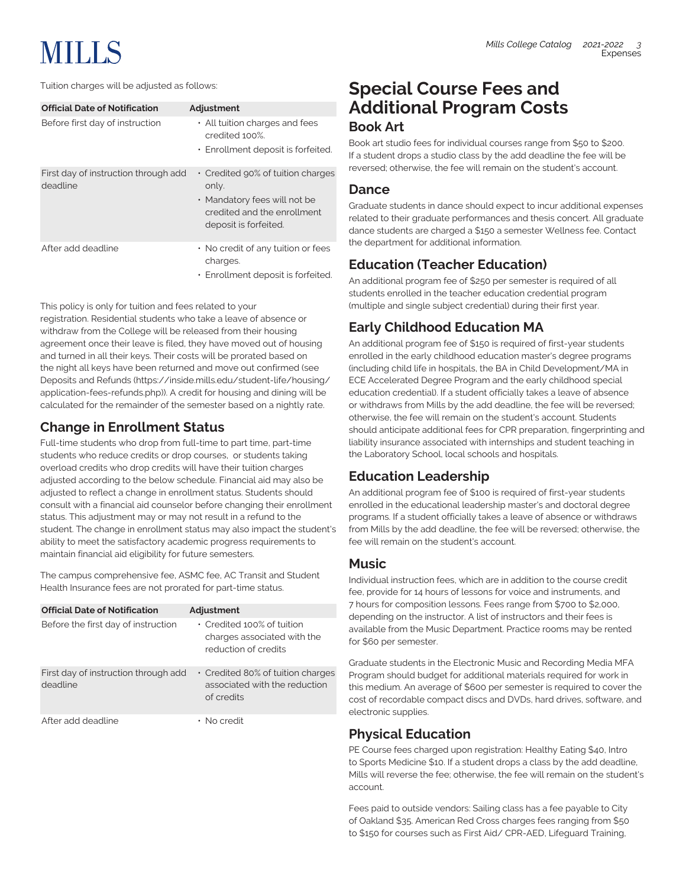Tuition charges will be adjusted as follows:

| Official Date of Notification | Adjustment |
| --- | --- |
| Before first day of instruction | • All tuition charges and fees credited 100%. • Enrollment deposit is forfeited. |
| First day of instruction through add deadline | • Credited 90% of tuition charges only. • Mandatory fees will not be credited and the enrollment deposit is forfeited. |
| After add deadline | • No credit of any tuition or fees charges. • Enrollment deposit is forfeited. |

This policy is only for tuition and fees related to your registration. Residential students who take a leave of absence or withdraw from the College will be released from their housing agreement once their leave is filed, they have moved out of housing and turned in all their keys. Their costs will be prorated based on the night all keys have been returned and move out confirmed (see Deposits and Refunds (https://inside.mills.edu/student-life/housing/application-fees-refunds.php)). A credit for housing and dining will be calculated for the remainder of the semester based on a nightly rate.

## Change in Enrollment Status

Full-time students who drop from full-time to part time, part-time students who reduce credits or drop courses, or students taking overload credits who drop credits will have their tuition charges adjusted according to the below schedule. Financial aid may also be adjusted to reflect a change in enrollment status. Students should consult with a financial aid counselor before changing their enrollment status. This adjustment may or may not result in a refund to the student. The change in enrollment status may also impact the student's ability to meet the satisfactory academic progress requirements to maintain financial aid eligibility for future semesters.

The campus comprehensive fee, ASMC fee, AC Transit and Student Health Insurance fees are not prorated for part-time status.

| Official Date of Notification | Adjustment |
| --- | --- |
| Before the first day of instruction | • Credited 100% of tuition charges associated with the reduction of credits |
| First day of instruction through add deadline | • Credited 80% of tuition charges associated with the reduction of credits |
| After add deadline | • No credit |

# Special Course Fees and Additional Program Costs

## Book Art

Book art studio fees for individual courses range from $50 to $200. If a student drops a studio class by the add deadline the fee will be reversed; otherwise, the fee will remain on the student's account.

## Dance

Graduate students in dance should expect to incur additional expenses related to their graduate performances and thesis concert. All graduate dance students are charged a $150 a semester Wellness fee. Contact the department for additional information.

## Education (Teacher Education)

An additional program fee of $250 per semester is required of all students enrolled in the teacher education credential program (multiple and single subject credential) during their first year.

## Early Childhood Education MA

An additional program fee of $150 is required of first-year students enrolled in the early childhood education master's degree programs (including child life in hospitals, the BA in Child Development/MA in ECE Accelerated Degree Program and the early childhood special education credential). If a student officially takes a leave of absence or withdraws from Mills by the add deadline, the fee will be reversed; otherwise, the fee will remain on the student's account. Students should anticipate additional fees for CPR preparation, fingerprinting and liability insurance associated with internships and student teaching in the Laboratory School, local schools and hospitals.

## Education Leadership

An additional program fee of $100 is required of first-year students enrolled in the educational leadership master's and doctoral degree programs. If a student officially takes a leave of absence or withdraws from Mills by the add deadline, the fee will be reversed; otherwise, the fee will remain on the student's account.

## Music

Individual instruction fees, which are in addition to the course credit fee, provide for 14 hours of lessons for voice and instruments, and 7 hours for composition lessons. Fees range from $700 to $2,000, depending on the instructor. A list of instructors and their fees is available from the Music Department. Practice rooms may be rented for $60 per semester.

Graduate students in the Electronic Music and Recording Media MFA Program should budget for additional materials required for work in this medium. An average of $600 per semester is required to cover the cost of recordable compact discs and DVDs, hard drives, software, and electronic supplies.

## Physical Education

PE Course fees charged upon registration: Healthy Eating $40, Intro to Sports Medicine $10. If a student drops a class by the add deadline, Mills will reverse the fee; otherwise, the fee will remain on the student's account.

Fees paid to outside vendors: Sailing class has a fee payable to City of Oakland $35. American Red Cross charges fees ranging from $50 to $150 for courses such as First Aid/ CPR-AED, Lifeguard Training,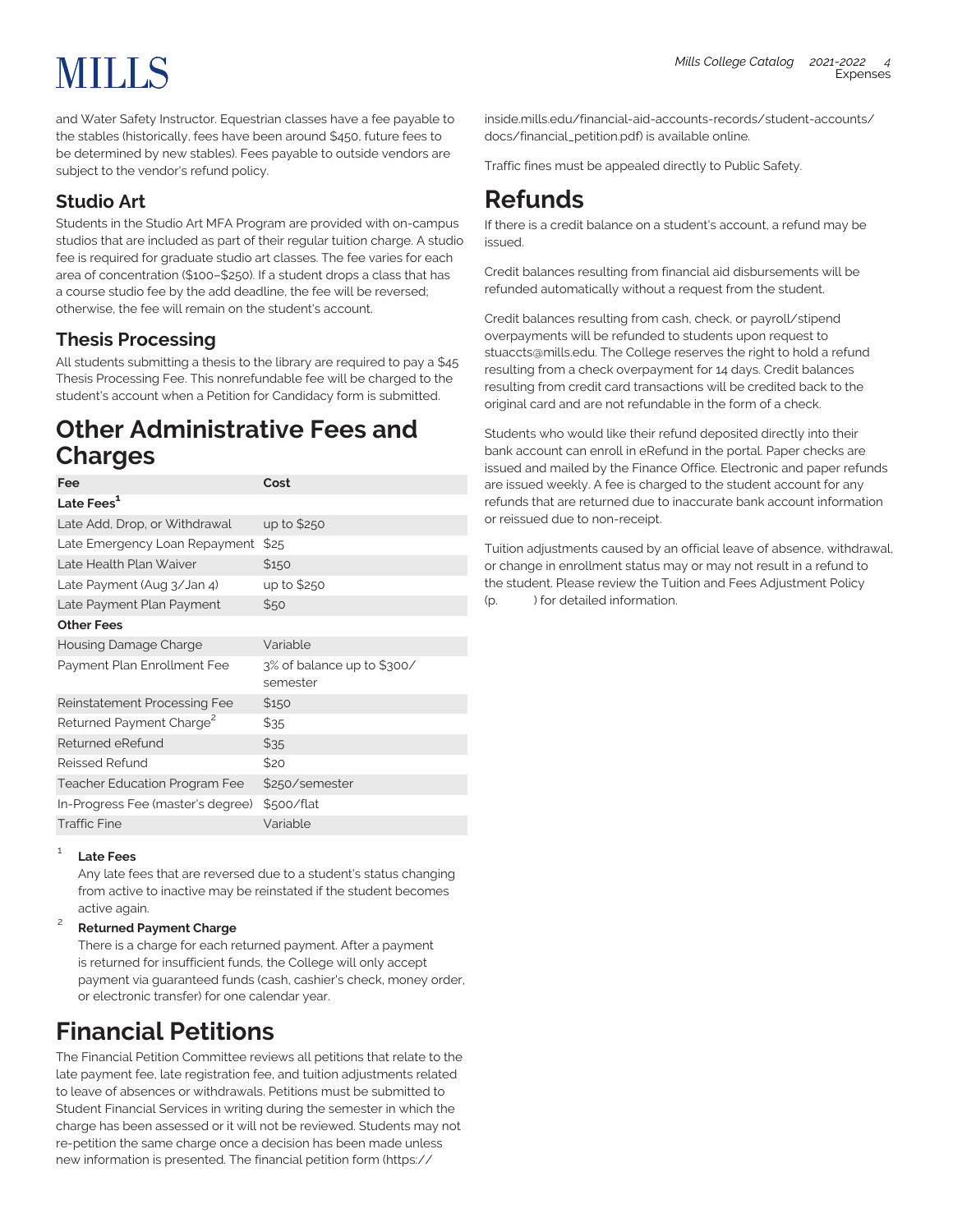and Water Safety Instructor. Equestrian classes have a fee payable to the stables (historically, fees have been around $450, future fees to be determined by new stables). Fees payable to outside vendors are subject to the vendor's refund policy.

### Studio Art

Students in the Studio Art MFA Program are provided with on-campus studios that are included as part of their regular tuition charge. A studio fee is required for graduate studio art classes. The fee varies for each area of concentration ($100–$250). If a student drops a class that has a course studio fee by the add deadline, the fee will be reversed; otherwise, the fee will remain on the student's account.

### Thesis Processing

All students submitting a thesis to the library are required to pay a $45 Thesis Processing Fee. This nonrefundable fee will be charged to the student's account when a Petition for Candidacy form is submitted.

## Other Administrative Fees and Charges

| Fee | Cost |
| --- | --- |
| **Late Fees[1]** | |
| Late Add, Drop, or Withdrawal | up to $250 |
| Late Emergency Loan Repayment | $25 |
| Late Health Plan Waiver | $150 |
| Late Payment (Aug 3/Jan 4) | up to $250 |
| Late Payment Plan Payment | $50 |
| **Other Fees** | |
| Housing Damage Charge | Variable |
| Payment Plan Enrollment Fee | 3% of balance up to $300/ semester |
| Reinstatement Processing Fee | $150 |
| Returned Payment Charge[2] | $35 |
| Returned eRefund | $35 |
| Reissued Refund | $20 |
| Teacher Education Program Fee | $250/semester |
| In-Progress Fee (master's degree) | $500/flat |
| Traffic Fine | Variable |

[1] **Late Fees**
Any late fees that are reversed due to a student's status changing from active to inactive may be reinstated if the student becomes active again.

[2] **Returned Payment Charge**
There is a charge for each returned payment. After a payment is returned for insufficient funds, the College will only accept payment via guaranteed funds (cash, cashier's check, money order, or electronic transfer) for one calendar year.

## Financial Petitions

The Financial Petition Committee reviews all petitions that relate to the late payment fee, late registration fee, and tuition adjustments related to leave of absences or withdrawals. Petitions must be submitted to Student Financial Services in writing during the semester in which the charge has been assessed or it will not be reviewed. Students may not re-petition the same charge once a decision has been made unless new information is presented. The financial petition form (https://inside.mills.edu/financial-aid-accounts-records/student-accounts/docs/financial_petition.pdf) is available online.

Traffic fines must be appealed directly to Public Safety.

## Refunds

If there is a credit balance on a student's account, a refund may be issued.

Credit balances resulting from financial aid disbursements will be refunded automatically without a request from the student.

Credit balances resulting from cash, check, or payroll/stipend overpayments will be refunded to students upon request to stuaccts@mills.edu. The College reserves the right to hold a refund resulting from a check overpayment for 14 days. Credit balances resulting from credit card transactions will be credited back to the original card and are not refundable in the form of a check.

Students who would like their refund deposited directly into their bank account can enroll in eRefund in the portal. Paper checks are issued and mailed by the Finance Office. Electronic and paper refunds are issued weekly. A fee is charged to the student account for any refunds that are returned due to inaccurate bank account information or reissued due to non-receipt.

Tuition adjustments caused by an official leave of absence, withdrawal, or change in enrollment status may or may not result in a refund to the student. Please review the Tuition and Fees Adjustment Policy (p. ) for detailed information.